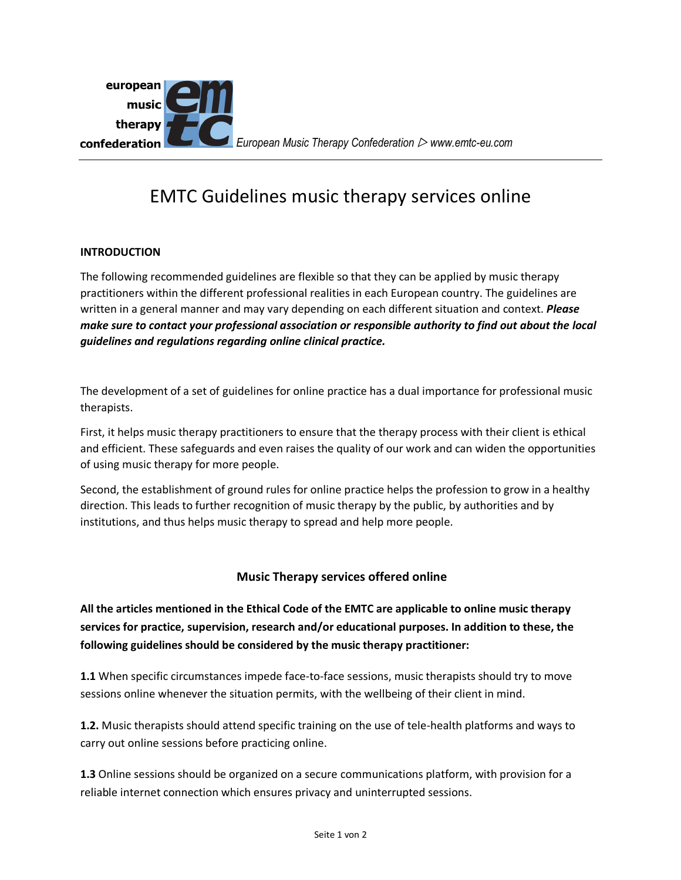european music therapy confederation *European Music Therapy Confederation ▷ www.emtc-eu.com*

# EMTC Guidelines music therapy services online

## INTRODUCTION

The following recommended guidelines are flexible so that they can be applied by music therapy practitioners within the different professional realities in each European country. The guidelines are written in a general manner and may vary depending on each different situation and context. ***Please make sure to contact your professional association or responsible authority to find out about the local guidelines and regulations regarding online clinical practice.***

The development of a set of guidelines for online practice has a dual importance for professional music therapists.

First, it helps music therapy practitioners to ensure that the therapy process with their client is ethical and efficient. These safeguards and even raises the quality of our work and can widen the opportunities of using music therapy for more people.

Second, the establishment of ground rules for online practice helps the profession to grow in a healthy direction. This leads to further recognition of music therapy by the public, by authorities and by institutions, and thus helps music therapy to spread and help more people.

## Music Therapy services offered online

**All the articles mentioned in the Ethical Code of the EMTC are applicable to online music therapy services for practice, supervision, research and/or educational purposes. In addition to these, the following guidelines should be considered by the music therapy practitioner:**

**1.1** When specific circumstances impede face-to-face sessions, music therapists should try to move sessions online whenever the situation permits, with the wellbeing of their client in mind.

**1.2.** Music therapists should attend specific training on the use of tele-health platforms and ways to carry out online sessions before practicing online.

**1.3** Online sessions should be organized on a secure communications platform, with provision for a reliable internet connection which ensures privacy and uninterrupted sessions.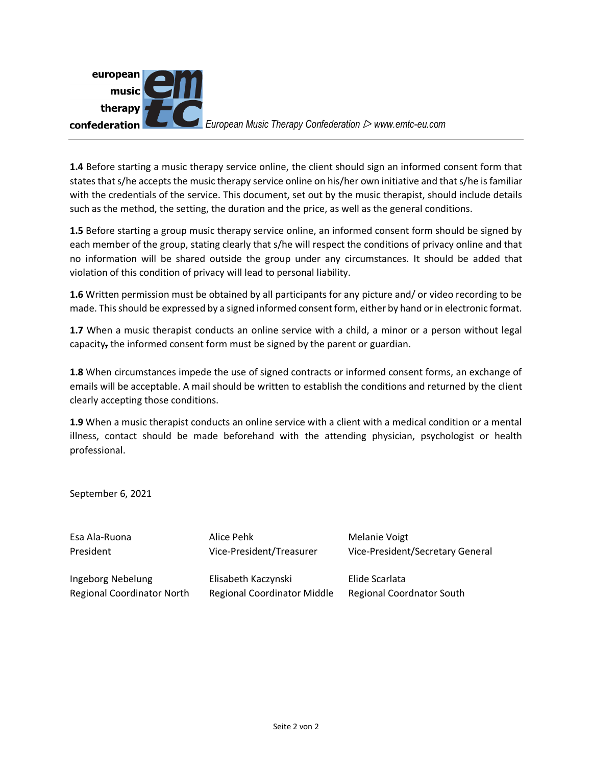**1.4** Before starting a music therapy service online, the client should sign an informed consent form that states that s/he accepts the music therapy service online on his/her own initiative and that s/he is familiar with the credentials of the service. This document, set out by the music therapist, should include details such as the method, the setting, the duration and the price, as well as the general conditions.

**1.5** Before starting a group music therapy service online, an informed consent form should be signed by each member of the group, stating clearly that s/he will respect the conditions of privacy online and that no information will be shared outside the group under any circumstances. It should be added that violation of this condition of privacy will lead to personal liability.

**1.6** Written permission must be obtained by all participants for any picture and/ or video recording to be made. This should be expressed by a signed informed consent form, either by hand or in electronic format.

**1.7** When a music therapist conducts an online service with a child, a minor or a person without legal capacity, the informed consent form must be signed by the parent or guardian.

**1.8** When circumstances impede the use of signed contracts or informed consent forms, an exchange of emails will be acceptable. A mail should be written to establish the conditions and returned by the client clearly accepting those conditions.

**1.9** When a music therapist conducts an online service with a client with a medical condition or a mental illness, contact should be made beforehand with the attending physician, psychologist or health professional.

September 6, 2021

| | | |
|---|---|---|
| Esa Ala-Ruona<br>President | Alice Pehk<br>Vice-President/Treasurer | Melanie Voigt<br>Vice-President/Secretary General |
| Ingeborg Nebelung<br>Regional Coordinator North | Elisabeth Kaczynski<br>Regional Coordinator Middle | Elide Scarlata<br>Regional Coordnator South |